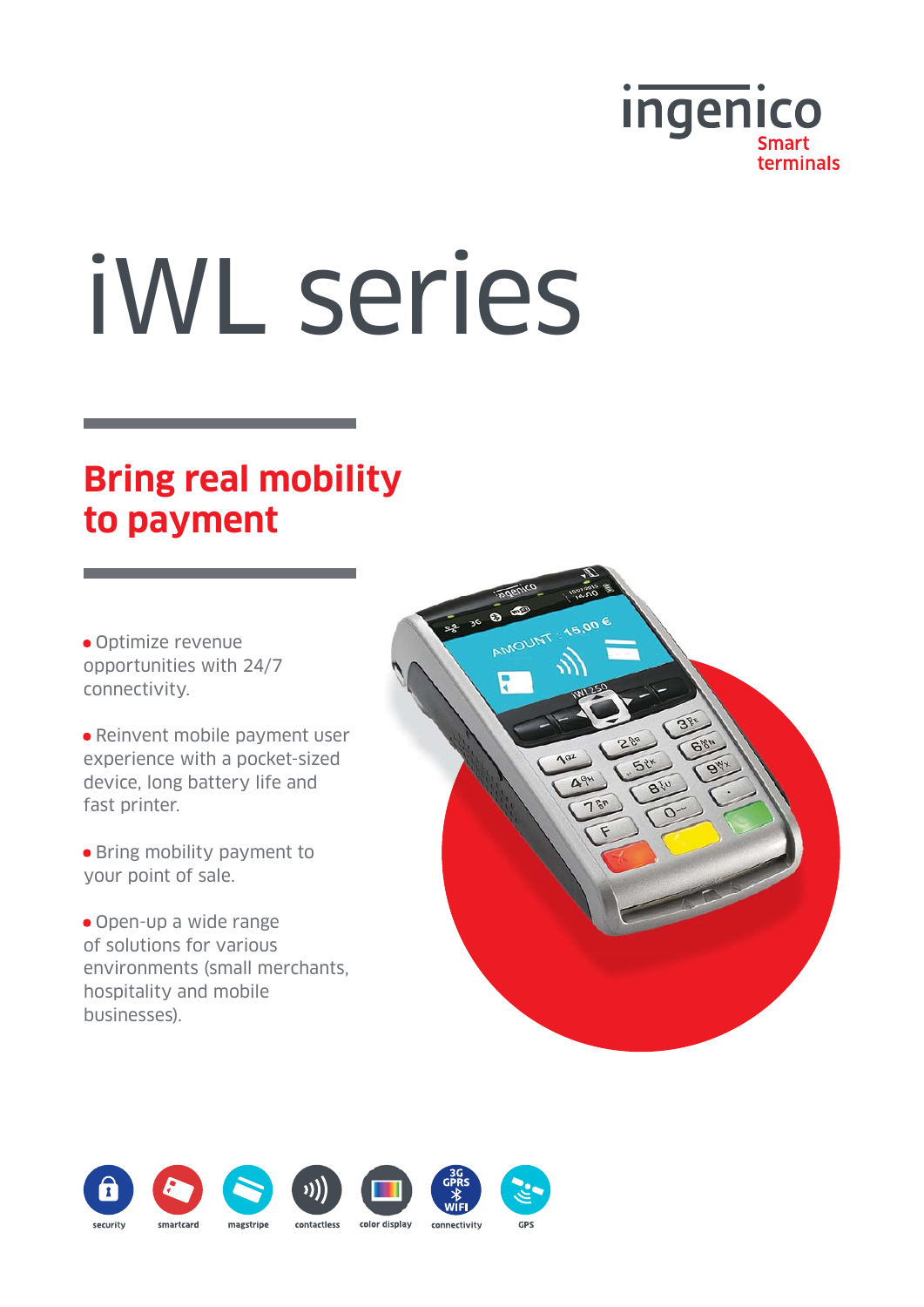ingenico

Smart terminals

# iWL series

## Bring real mobility to payment

- Optimize revenue opportunities with 24/7 connectivity.
- Reinvent mobile payment user experience with a pocket-sized device, long battery life and fast printer.
- Bring mobility payment to your point of sale.
- Open-up a wide range of solutions for various environments (small merchants, hospitality and mobile businesses).

security | smartcard | magstripe | contactless | color display | 3G GPRS WIFI connectivity | GPS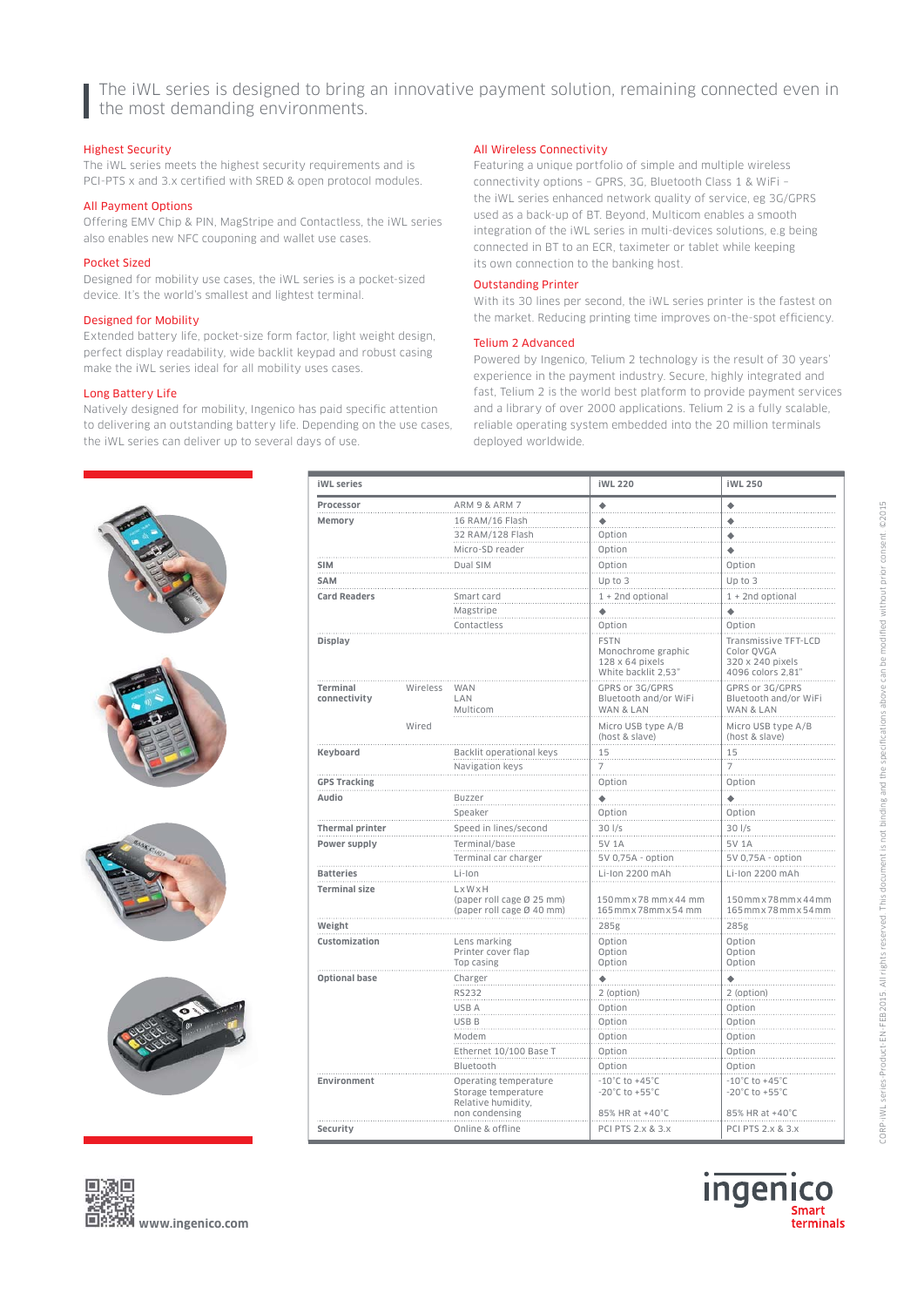# The iWL series is designed to bring an innovative payment solution, remaining connected even in the most demanding environments.

### Highest Security

The iWL series meets the highest security requirements and is PCI-PTS x and 3.x certified with SRED & open protocol modules.

### All Payment Options

Offering EMV Chip & PIN, MagStripe and Contactless, the iWL series also enables new NFC couponing and wallet use cases.

### Pocket Sized

Designed for mobility use cases, the iWL series is a pocket-sized device. It's the world's smallest and lightest terminal.

### Designed for Mobility

Extended battery life, pocket-size form factor, light weight design, perfect display readability, wide backlit keypad and robust casing make the iWL series ideal for all mobility uses cases.

### Long Battery Life

Natively designed for mobility, Ingenico has paid specific attention to delivering an outstanding battery life. Depending on the use cases, the iWL series can deliver up to several days of use.

### All Wireless Connectivity

Featuring a unique portfolio of simple and multiple wireless connectivity options – GPRS, 3G, Bluetooth Class 1 & WiFi – the iWL series enhanced network quality of service, eg 3G/GPRS used as a back-up of BT. Beyond, Multicom enables a smooth integration of the iWL series in multi-devices solutions, e.g being connected in BT to an ECR, taximeter or tablet while keeping its own connection to the banking host.

### Outstanding Printer

With its 30 lines per second, the iWL series printer is the fastest on the market. Reducing printing time improves on-the-spot efficiency.

### Telium 2 Advanced

Powered by Ingenico, Telium 2 technology is the result of 30 years' experience in the payment industry. Secure, highly integrated and fast, Telium 2 is the world best platform to provide payment services and a library of over 2000 applications. Telium 2 is a fully scalable, reliable operating system embedded into the 20 million terminals deployed worldwide.

| iWL series | | | iWL 220 | iWL 250 |
|---|---|---|---|---|
| Processor | | ARM 9 & ARM 7 | ◆ | ◆ |
| Memory | | 16 RAM/16 Flash | ◆ | ◆ |
| | | 32 RAM/128 Flash | Option | ◆ |
| | | Micro-SD reader | Option | ◆ |
| SIM | | Dual SIM | Option | Option |
| SAM | | | Up to 3 | Up to 3 |
| Card Readers | | Smart card | 1 + 2nd optional | 1 + 2nd optional |
| | | Magstripe | ◆ | ◆ |
| | | Contactless | Option | Option |
| Display | | | FSTN<br>Monochrome graphic<br>128 x 64 pixels<br>White backlit 2,53" | Transmissive TFT-LCD<br>Color QVGA<br>320 x 240 pixels<br>4096 colors 2,81" |
| Terminal connectivity | Wireless | WAN<br>LAN<br>Multicom | GPRS or 3G/GPRS<br>Bluetooth and/or WiFi<br>WAN & LAN | GPRS or 3G/GPRS<br>Bluetooth and/or WiFi<br>WAN & LAN |
| | Wired | | Micro USB type A/B<br>(host & slave) | Micro USB type A/B<br>(host & slave) |
| Keyboard | | Backlit operational keys | 15 | 15 |
| | | Navigation keys | 7 | 7 |
| GPS Tracking | | | Option | Option |
| Audio | | Buzzer | ◆ | ◆ |
| | | Speaker | Option | Option |
| Thermal printer | | Speed in lines/second | 30 l/s | 30 l/s |
| Power supply | | Terminal/base | 5V 1A | 5V 1A |
| | | Terminal car charger | 5V 0,75A - option | 5V 0,75A - option |
| Batteries | | Li-Ion | Li-Ion 2200 mAh | Li-Ion 2200 mAh |
| Terminal size | | L x W x H<br>(paper roll cage Ø 25 mm)<br>(paper roll cage Ø 40 mm) | 150mm x 78 mm x 44 mm<br>165mm x 78mm x 54 mm | 150mm x 78mm x 44mm<br>165mm x 78mm x 54mm |
| Weight | | | 285g | 285g |
| Customization | | Lens marking<br>Printer cover flap<br>Top casing | Option<br>Option<br>Option | Option<br>Option<br>Option |
| Optional base | | Charger | ◆ | ◆ |
| | | RS232 | 2 (option) | 2 (option) |
| | | USB A | Option | Option |
| | | USB B | Option | Option |
| | | Modem | Option | Option |
| | | Ethernet 10/100 Base T | Option | Option |
| | | Bluetooth | Option | Option |
| Environment | | Operating temperature<br>Storage temperature<br>Relative humidity, non condensing | -10°C to +45°C<br>-20°C to +55°C<br>85% HR at +40°C | -10°C to +45°C<br>-20°C to +55°C<br>85% HR at +40°C |
| Security | | Online & offline | PCI PTS 2.x & 3.x | PCI PTS 2.x & 3.x |

CORP-iWL series-Product-EN-FEB 2015. All rights reserved. This document is not binding and the specifications above can be modified without prior consent. ©2015

www.ingenico.com

ingenico
Smart terminals